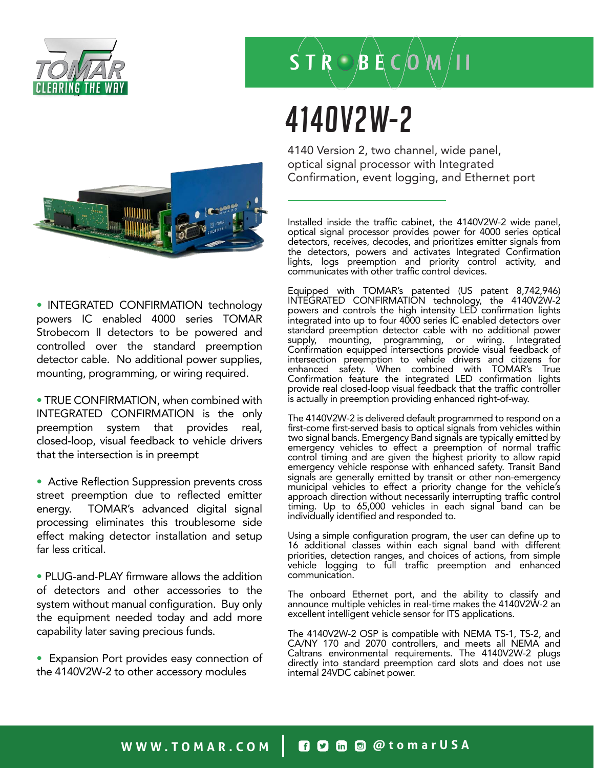TOMAR CLEARING THE WAY

STROBECOM II

# 4140V2W-2

4140 Version 2, two channel, wide panel, optical signal processor with Integrated Confirmation, event logging, and Ethernet port

- INTEGRATED CONFIRMATION technology powers IC enabled 4000 series TOMAR Strobecom II detectors to be powered and controlled over the standard preemption detector cable. No additional power supplies, mounting, programming, or wiring required.

- TRUE CONFIRMATION, when combined with INTEGRATED CONFIRMATION is the only preemption system that provides real, closed-loop, visual feedback to vehicle drivers that the intersection is in preempt

- Active Reflection Suppression prevents cross street preemption due to reflected emitter energy. TOMAR's advanced digital signal processing eliminates this troublesome side effect making detector installation and setup far less critical.

- PLUG-and-PLAY firmware allows the addition of detectors and other accessories to the system without manual configuration. Buy only the equipment needed today and add more capability later saving precious funds.

- Expansion Port provides easy connection of the 4140V2W-2 to other accessory modules

Installed inside the traffic cabinet, the 4140V2W-2 wide panel, optical signal processor provides power for 4000 series optical detectors, receives, decodes, and prioritizes emitter signals from the detectors, powers and activates Integrated Confirmation lights, logs preemption and priority control activity, and communicates with other traffic control devices.

Equipped with TOMAR's patented (US patent 8,742,946) INTEGRATED CONFIRMATION technology, the 4140V2W-2 powers and controls the high intensity LED confirmation lights integrated into up to four 4000 series IC enabled detectors over standard preemption detector cable with no additional power supply, mounting, programming, or wiring. Integrated Confirmation equipped intersections provide visual feedback of intersection preemption to vehicle drivers and citizens for enhanced safety. When combined with TOMAR's True Confirmation feature the integrated LED confirmation lights provide real closed-loop visual feedback that the traffic controller is actually in preemption providing enhanced right-of-way.

The 4140V2W-2 is delivered default programmed to respond on a first-come first-served basis to optical signals from vehicles within two signal bands. Emergency Band signals are typically emitted by emergency vehicles to effect a preemption of normal traffic control timing and are given the highest priority to allow rapid emergency vehicle response with enhanced safety. Transit Band signals are generally emitted by transit or other non-emergency municipal vehicles to effect a priority change for the vehicle's approach direction without necessarily interrupting traffic control timing. Up to 65,000 vehicles in each signal band can be individually identified and responded to.

Using a simple configuration program, the user can define up to 16 additional classes within each signal band with different priorities, detection ranges, and choices of actions, from simple vehicle logging to full traffic preemption and enhanced communication.

The onboard Ethernet port, and the ability to classify and announce multiple vehicles in real-time makes the 4140V2W-2 an excellent intelligent vehicle sensor for ITS applications.

The 4140V2W-2 OSP is compatible with NEMA TS-1, TS-2, and CA/NY 170 and 2070 controllers, and meets all NEMA and Caltrans environmental requirements. The 4140V2W-2 plugs directly into standard preemption card slots and does not use internal 24VDC cabinet power.

WWW.TOMAR.COM | @tomarUSA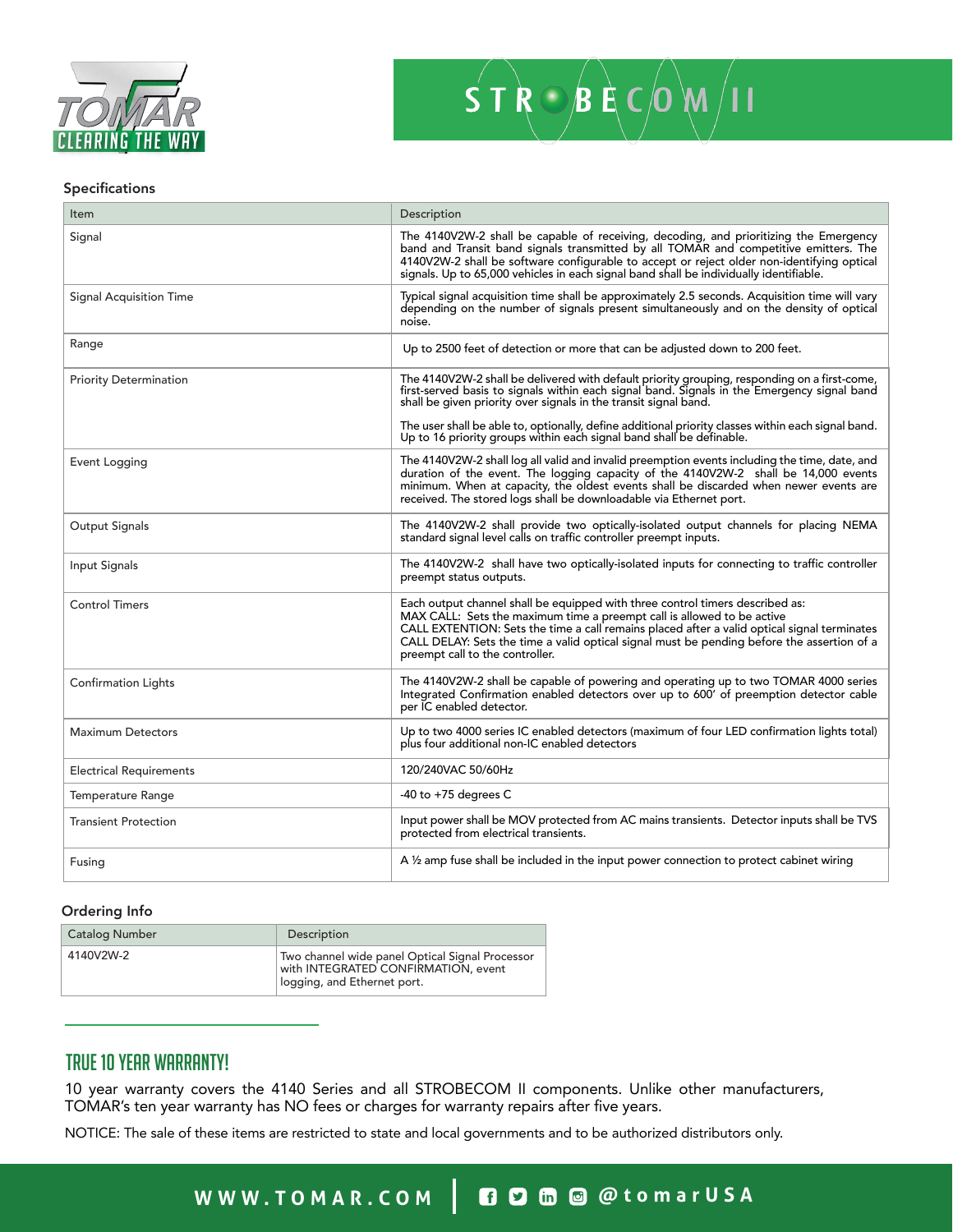TOMAR CLEARING THE WAY

STROBECOM II

### Specifications

| Item | Description |
|---|---|
| Signal | The 4140V2W-2 shall be capable of receiving, decoding, and prioritizing the Emergency band and Transit band signals transmitted by all TOMAR and competitive emitters. The 4140V2W-2 shall be software configurable to accept or reject older non-identifying optical signals. Up to 65,000 vehicles in each signal band shall be individually identifiable. |
| Signal Acquisition Time | Typical signal acquisition time shall be approximately 2.5 seconds. Acquisition time will vary depending on the number of signals present simultaneously and on the density of optical noise. |
| Range | Up to 2500 feet of detection or more that can be adjusted down to 200 feet. |
| Priority Determination | The 4140V2W-2 shall be delivered with default priority grouping, responding on a first-come, first-served basis to signals within each signal band. Signals in the Emergency signal band shall be given priority over signals in the transit signal band.<br><br>The user shall be able to, optionally, define additional priority classes within each signal band. Up to 16 priority groups within each signal band shall be definable. |
| Event Logging | The 4140V2W-2 shall log all valid and invalid preemption events including the time, date, and duration of the event. The logging capacity of the 4140V2W-2 shall be 14,000 events minimum. When at capacity, the oldest events shall be discarded when newer events are received. The stored logs shall be downloadable via Ethernet port. |
| Output Signals | The 4140V2W-2 shall provide two optically-isolated output channels for placing NEMA standard signal level calls on traffic controller preempt inputs. |
| Input Signals | The 4140V2W-2 shall have two optically-isolated inputs for connecting to traffic controller preempt status outputs. |
| Control Timers | Each output channel shall be equipped with three control timers described as:<br>MAX CALL: Sets the maximum time a preempt call is allowed to be active<br>CALL EXTENTION: Sets the time a call remains placed after a valid optical signal terminates<br>CALL DELAY: Sets the time a valid optical signal must be pending before the assertion of a preempt call to the controller. |
| Confirmation Lights | The 4140V2W-2 shall be capable of powering and operating up to two TOMAR 4000 series Integrated Confirmation enabled detectors over up to 600' of preemption detector cable per IC enabled detector. |
| Maximum Detectors | Up to two 4000 series IC enabled detectors (maximum of four LED confirmation lights total) plus four additional non-IC enabled detectors |
| Electrical Requirements | 120/240VAC 50/60Hz |
| Temperature Range | -40 to +75 degrees C |
| Transient Protection | Input power shall be MOV protected from AC mains transients. Detector inputs shall be TVS protected from electrical transients. |
| Fusing | A ½ amp fuse shall be included in the input power connection to protect cabinet wiring |

### Ordering Info

| Catalog Number | Description |
|---|---|
| 4140V2W-2 | Two channel wide panel Optical Signal Processor with INTEGRATED CONFIRMATION, event logging, and Ethernet port. |

## TRUE 10 YEAR WARRANTY!

10 year warranty covers the 4140 Series and all STROBECOM II components. Unlike other manufacturers, TOMAR's ten year warranty has NO fees or charges for warranty repairs after five years.

NOTICE: The sale of these items are restricted to state and local governments and to be authorized distributors only.

WWW.TOMAR.COM | @tomarUSA